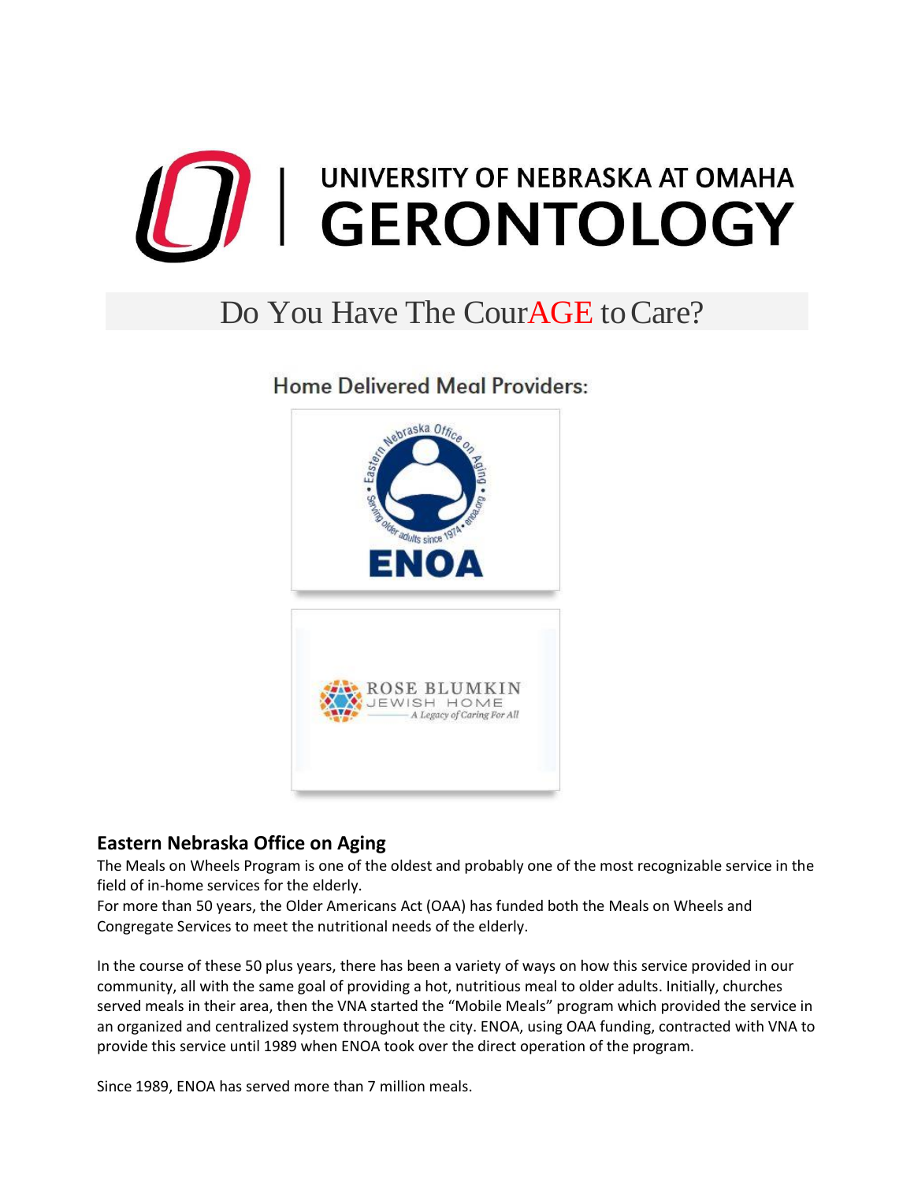# UNIVERSITY OF NEBRASKA AT OMAHA GERONTOLOGY

## Do You Have The CourAGE to Care?

### Home Delivered Meal Providers:

ENOA

ROSE BLUMKIN JEWISH HOME — A Legacy of Caring For All

### Eastern Nebraska Office on Aging

The Meals on Wheels Program is one of the oldest and probably one of the most recognizable service in the field of in-home services for the elderly.

For more than 50 years, the Older Americans Act (OAA) has funded both the Meals on Wheels and Congregate Services to meet the nutritional needs of the elderly.

In the course of these 50 plus years, there has been a variety of ways on how this service provided in our community, all with the same goal of providing a hot, nutritious meal to older adults. Initially, churches served meals in their area, then the VNA started the "Mobile Meals" program which provided the service in an organized and centralized system throughout the city. ENOA, using OAA funding, contracted with VNA to provide this service until 1989 when ENOA took over the direct operation of the program.

Since 1989, ENOA has served more than 7 million meals.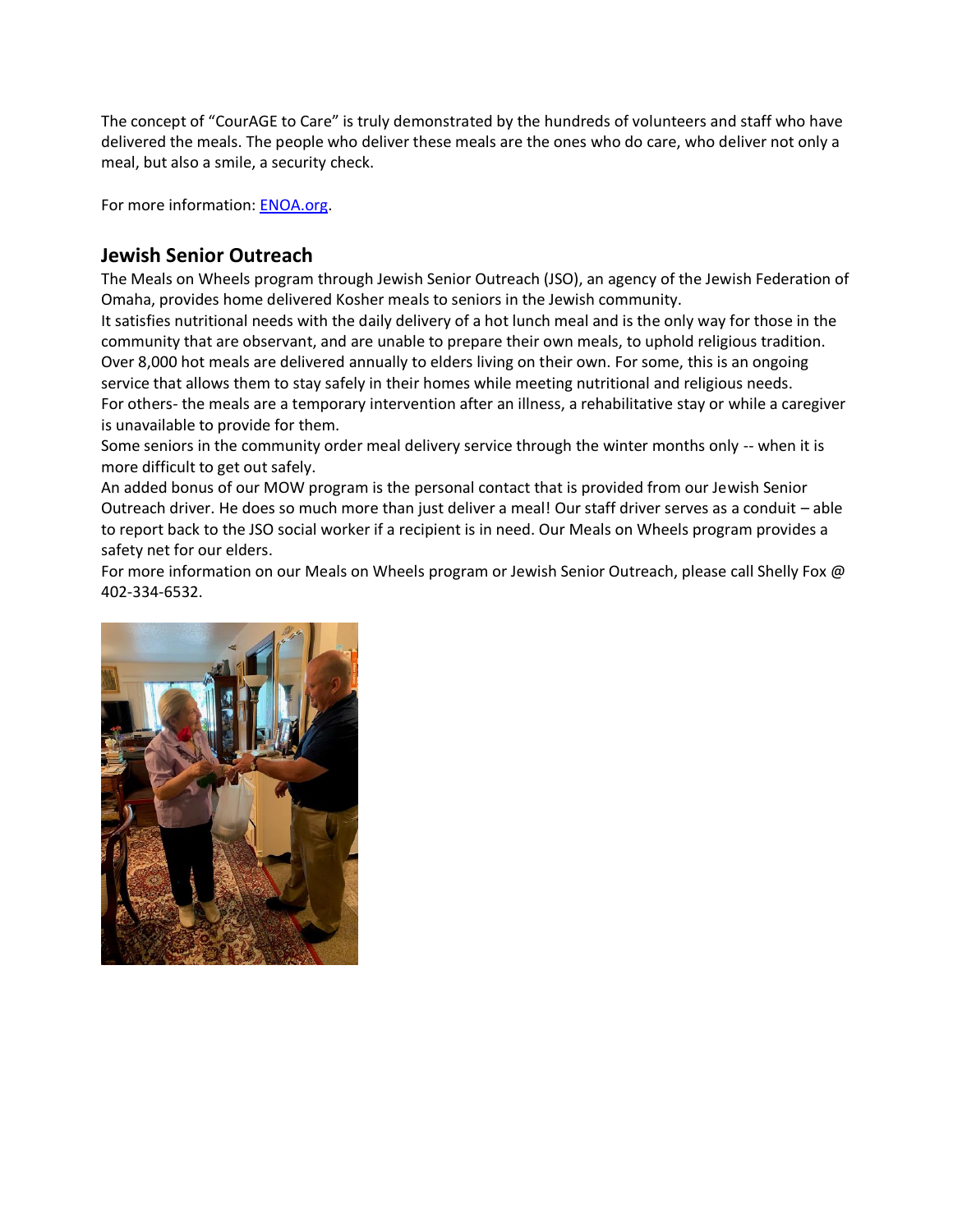The concept of "CourAGE to Care" is truly demonstrated by the hundreds of volunteers and staff who have delivered the meals. The people who deliver these meals are the ones who do care, who deliver not only a meal, but also a smile, a security check.

For more information: [ENOA.org](ENOA.org).

## Jewish Senior Outreach

The Meals on Wheels program through Jewish Senior Outreach (JSO), an agency of the Jewish Federation of Omaha, provides home delivered Kosher meals to seniors in the Jewish community.

It satisfies nutritional needs with the daily delivery of a hot lunch meal and is the only way for those in the community that are observant, and are unable to prepare their own meals, to uphold religious tradition.

Over 8,000 hot meals are delivered annually to elders living on their own. For some, this is an ongoing service that allows them to stay safely in their homes while meeting nutritional and religious needs.

For others- the meals are a temporary intervention after an illness, a rehabilitative stay or while a caregiver is unavailable to provide for them.

Some seniors in the community order meal delivery service through the winter months only -- when it is more difficult to get out safely.

An added bonus of our MOW program is the personal contact that is provided from our Jewish Senior Outreach driver. He does so much more than just deliver a meal! Our staff driver serves as a conduit – able to report back to the JSO social worker if a recipient is in need. Our Meals on Wheels program provides a safety net for our elders.

For more information on our Meals on Wheels program or Jewish Senior Outreach, please call Shelly Fox @ 402-334-6532.